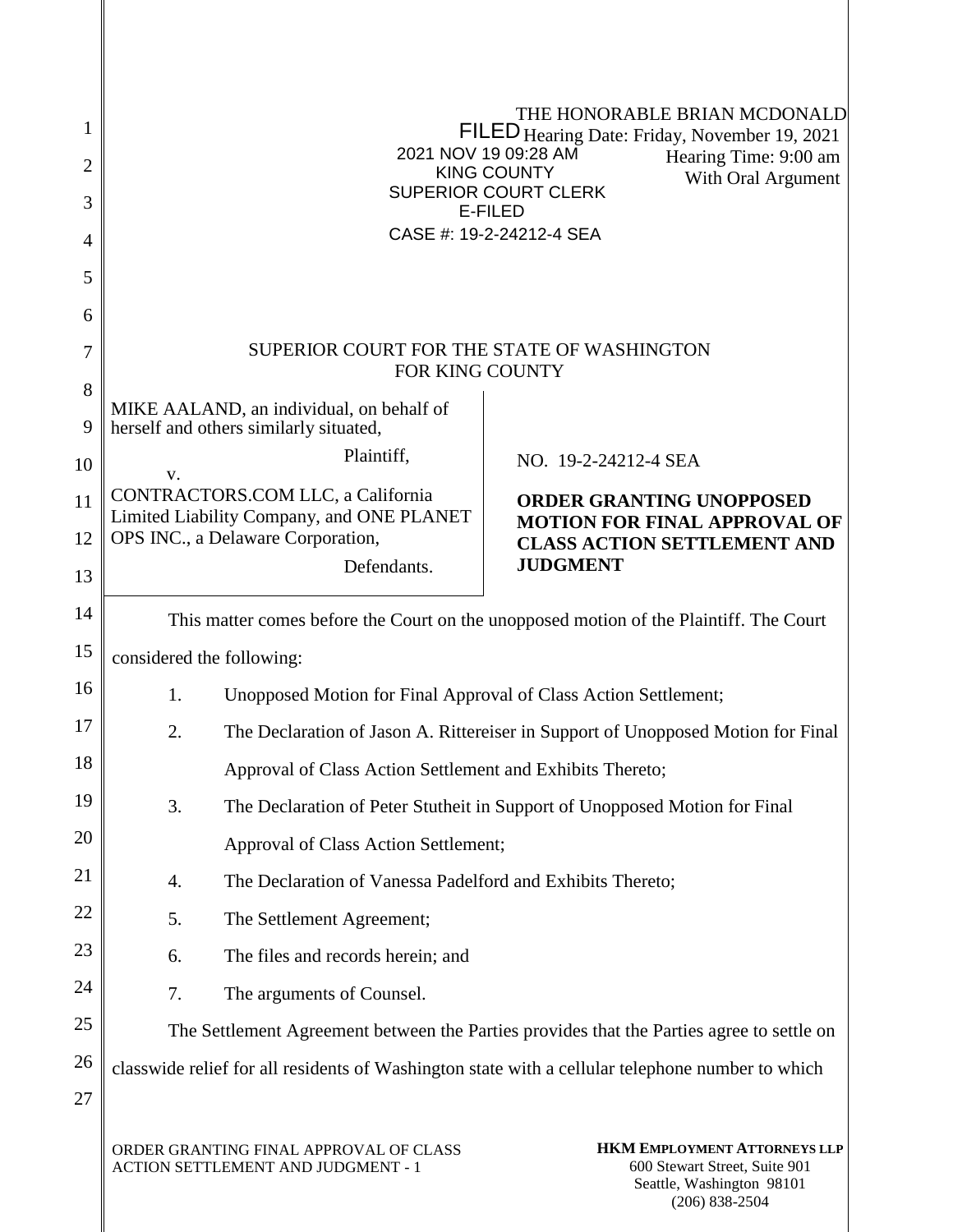THE HONORABLE BRIAN MCDONALD
Hearing Date: Friday, November 19, 2021
Hearing Time: 9:00 am
With Oral Argument

FILED
2021 NOV 19 09:28 AM
KING COUNTY
SUPERIOR COURT CLERK
E-FILED
CASE #: 19-2-24212-4 SEA

SUPERIOR COURT FOR THE STATE OF WASHINGTON
FOR KING COUNTY

MIKE AALAND, an individual, on behalf of herself and others similarly situated,

Plaintiff,

v.

CONTRACTORS.COM LLC, a California Limited Liability Company, and ONE PLANET OPS INC., a Delaware Corporation,

Defendants.

NO. 19-2-24212-4 SEA

**ORDER GRANTING UNOPPOSED MOTION FOR FINAL APPROVAL OF CLASS ACTION SETTLEMENT AND JUDGMENT**

This matter comes before the Court on the unopposed motion of the Plaintiff. The Court considered the following:

1. Unopposed Motion for Final Approval of Class Action Settlement;
2. The Declaration of Jason A. Rittereiser in Support of Unopposed Motion for Final Approval of Class Action Settlement and Exhibits Thereto;
3. The Declaration of Peter Stutheit in Support of Unopposed Motion for Final Approval of Class Action Settlement;
4. The Declaration of Vanessa Padelford and Exhibits Thereto;
5. The Settlement Agreement;
6. The files and records herein; and
7. The arguments of Counsel.

The Settlement Agreement between the Parties provides that the Parties agree to settle on classwide relief for all residents of Washington state with a cellular telephone number to which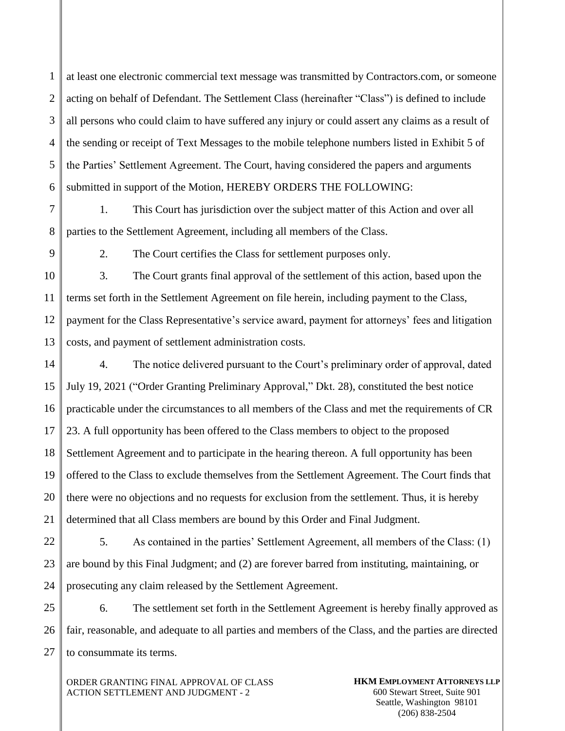at least one electronic commercial text message was transmitted by Contractors.com, or someone acting on behalf of Defendant. The Settlement Class (hereinafter "Class") is defined to include all persons who could claim to have suffered any injury or could assert any claims as a result of the sending or receipt of Text Messages to the mobile telephone numbers listed in Exhibit 5 of the Parties' Settlement Agreement. The Court, having considered the papers and arguments submitted in support of the Motion, HEREBY ORDERS THE FOLLOWING:

1. This Court has jurisdiction over the subject matter of this Action and over all parties to the Settlement Agreement, including all members of the Class.

2. The Court certifies the Class for settlement purposes only.

3. The Court grants final approval of the settlement of this action, based upon the terms set forth in the Settlement Agreement on file herein, including payment to the Class, payment for the Class Representative's service award, payment for attorneys' fees and litigation costs, and payment of settlement administration costs.

4. The notice delivered pursuant to the Court's preliminary order of approval, dated July 19, 2021 ("Order Granting Preliminary Approval," Dkt. 28), constituted the best notice practicable under the circumstances to all members of the Class and met the requirements of CR 23. A full opportunity has been offered to the Class members to object to the proposed Settlement Agreement and to participate in the hearing thereon. A full opportunity has been offered to the Class to exclude themselves from the Settlement Agreement. The Court finds that there were no objections and no requests for exclusion from the settlement. Thus, it is hereby determined that all Class members are bound by this Order and Final Judgment.

5. As contained in the parties' Settlement Agreement, all members of the Class: (1) are bound by this Final Judgment; and (2) are forever barred from instituting, maintaining, or prosecuting any claim released by the Settlement Agreement.

6. The settlement set forth in the Settlement Agreement is hereby finally approved as fair, reasonable, and adequate to all parties and members of the Class, and the parties are directed to consummate its terms.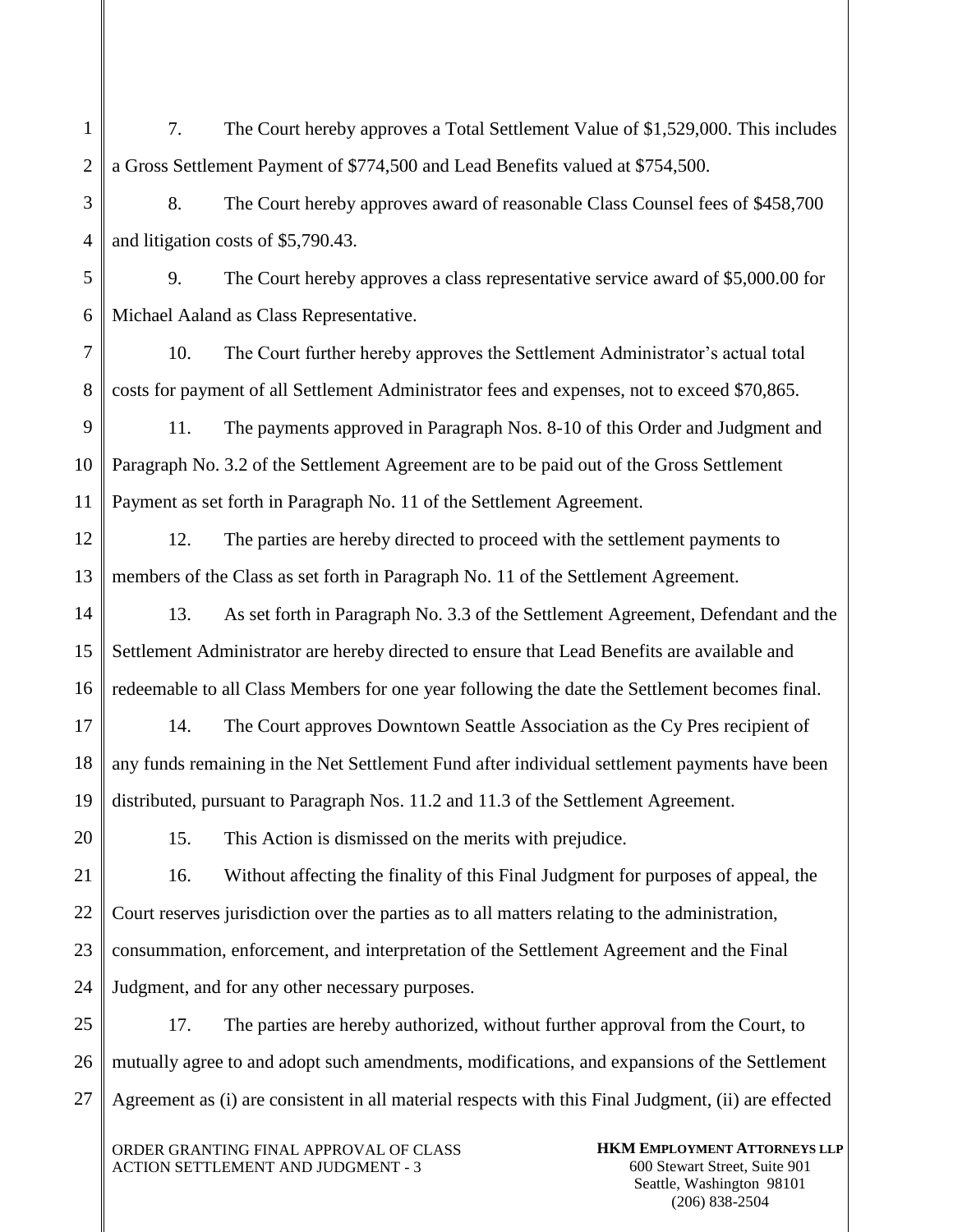7. The Court hereby approves a Total Settlement Value of $1,529,000. This includes a Gross Settlement Payment of $774,500 and Lead Benefits valued at $754,500.

8. The Court hereby approves award of reasonable Class Counsel fees of $458,700 and litigation costs of $5,790.43.

9. The Court hereby approves a class representative service award of $5,000.00 for Michael Aaland as Class Representative.

10. The Court further hereby approves the Settlement Administrator's actual total costs for payment of all Settlement Administrator fees and expenses, not to exceed $70,865.

11. The payments approved in Paragraph Nos. 8-10 of this Order and Judgment and Paragraph No. 3.2 of the Settlement Agreement are to be paid out of the Gross Settlement Payment as set forth in Paragraph No. 11 of the Settlement Agreement.

12. The parties are hereby directed to proceed with the settlement payments to members of the Class as set forth in Paragraph No. 11 of the Settlement Agreement.

13. As set forth in Paragraph No. 3.3 of the Settlement Agreement, Defendant and the Settlement Administrator are hereby directed to ensure that Lead Benefits are available and redeemable to all Class Members for one year following the date the Settlement becomes final.

14. The Court approves Downtown Seattle Association as the Cy Pres recipient of any funds remaining in the Net Settlement Fund after individual settlement payments have been distributed, pursuant to Paragraph Nos. 11.2 and 11.3 of the Settlement Agreement.

15. This Action is dismissed on the merits with prejudice.

16. Without affecting the finality of this Final Judgment for purposes of appeal, the Court reserves jurisdiction over the parties as to all matters relating to the administration, consummation, enforcement, and interpretation of the Settlement Agreement and the Final Judgment, and for any other necessary purposes.

17. The parties are hereby authorized, without further approval from the Court, to mutually agree to and adopt such amendments, modifications, and expansions of the Settlement Agreement as (i) are consistent in all material respects with this Final Judgment, (ii) are effected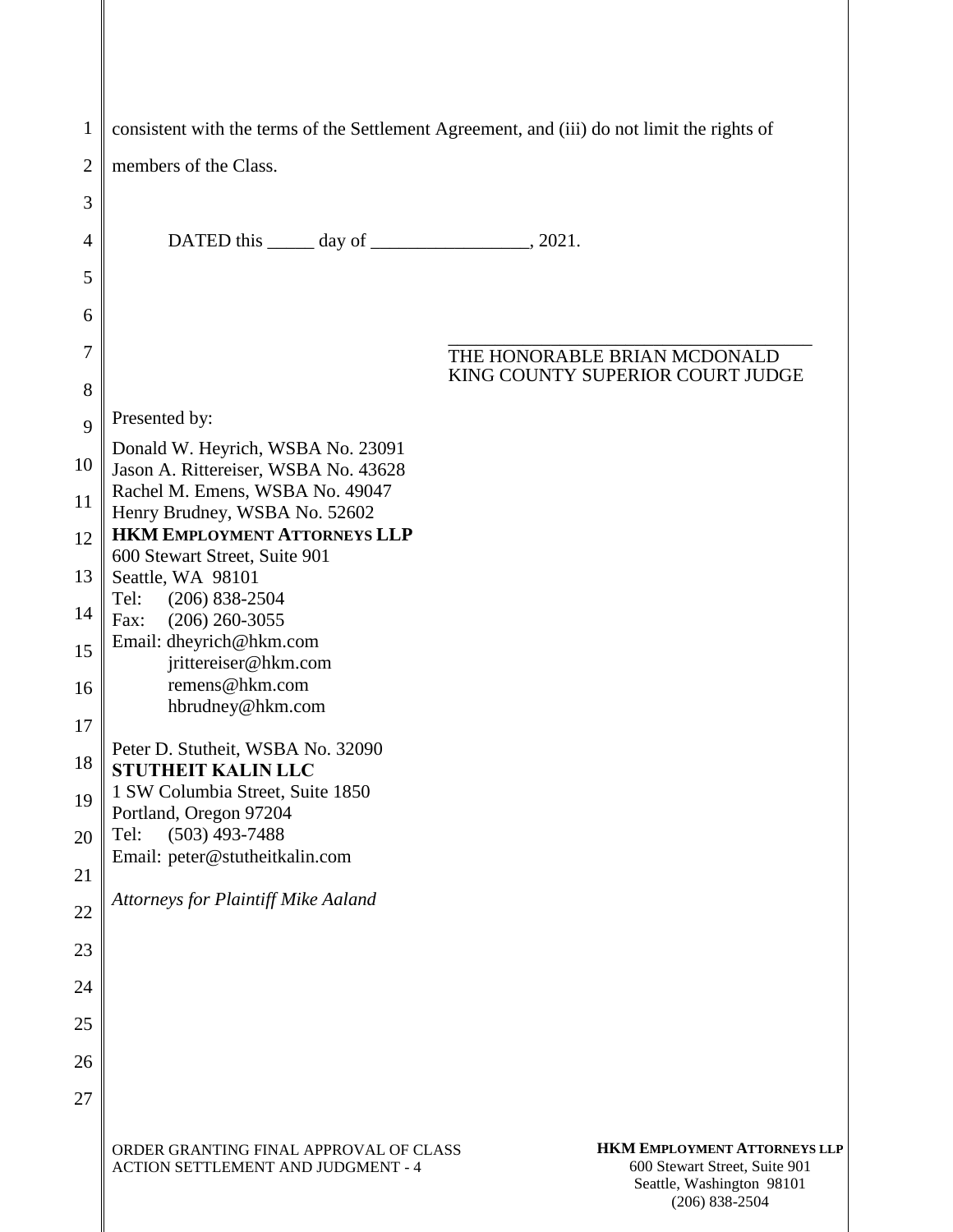consistent with the terms of the Settlement Agreement, and (iii) do not limit the rights of members of the Class.

DATED this _____ day of _________________, 2021.

_____________________________________
THE HONORABLE BRIAN MCDONALD
KING COUNTY SUPERIOR COURT JUDGE

Presented by:

Donald W. Heyrich, WSBA No. 23091
Jason A. Rittereiser, WSBA No. 43628
Rachel M. Emens, WSBA No. 49047
Henry Brudney, WSBA No. 52602
**HKM EMPLOYMENT ATTORNEYS LLP**
600 Stewart Street, Suite 901
Seattle, WA 98101
Tel: (206) 838-2504
Fax: (206) 260-3055
Email: dheyrich@hkm.com
jrittereiser@hkm.com
remens@hkm.com
hbrudney@hkm.com

Peter D. Stutheit, WSBA No. 32090
**STUTHEIT KALIN LLC**
1 SW Columbia Street, Suite 1850
Portland, Oregon 97204
Tel: (503) 493-7488
Email: peter@stutheitkalin.com

*Attorneys for Plaintiff Mike Aaland*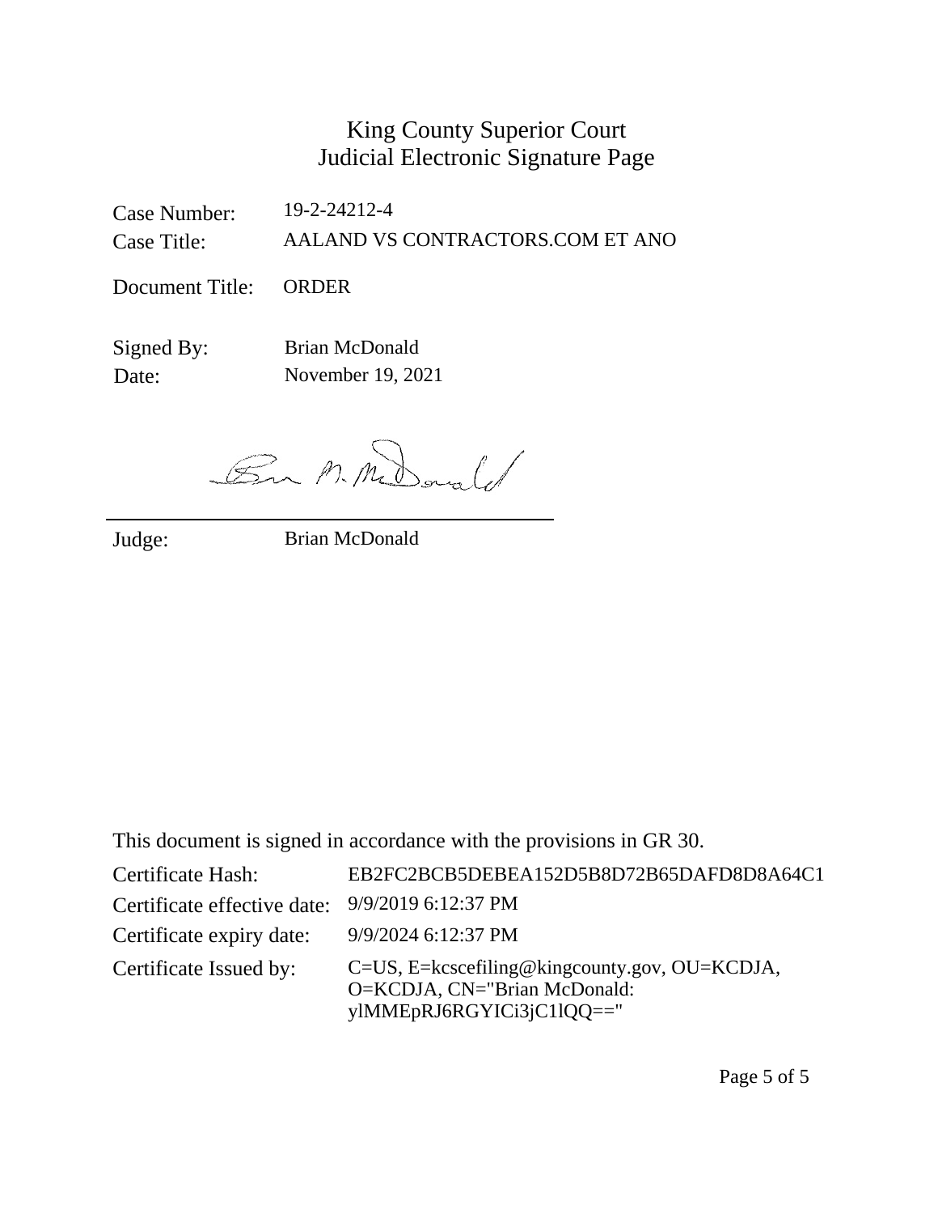# King County Superior Court
## Judicial Electronic Signature Page

| | |
|---|---|
| Case Number: | 19-2-24212-4 |
| Case Title: | AALAND VS CONTRACTORS.COM ET ANO |
| Document Title: | ORDER |
| Signed By: | Brian McDonald |
| Date: | November 19, 2021 |

Judge: Brian McDonald

This document is signed in accordance with the provisions in GR 30.

| | |
|---|---|
| Certificate Hash: | EB2FC2BCB5DEBEA152D5B8D72B65DAFD8D8A64C1 |
| Certificate effective date: | 9/9/2019 6:12:37 PM |
| Certificate expiry date: | 9/9/2024 6:12:37 PM |
| Certificate Issued by: | C=US, E=kcscefiling@kingcounty.gov, OU=KCDJA, O=KCDJA, CN="Brian McDonald: ylMMEpRJ6RGYICi3jC1lQQ==" |